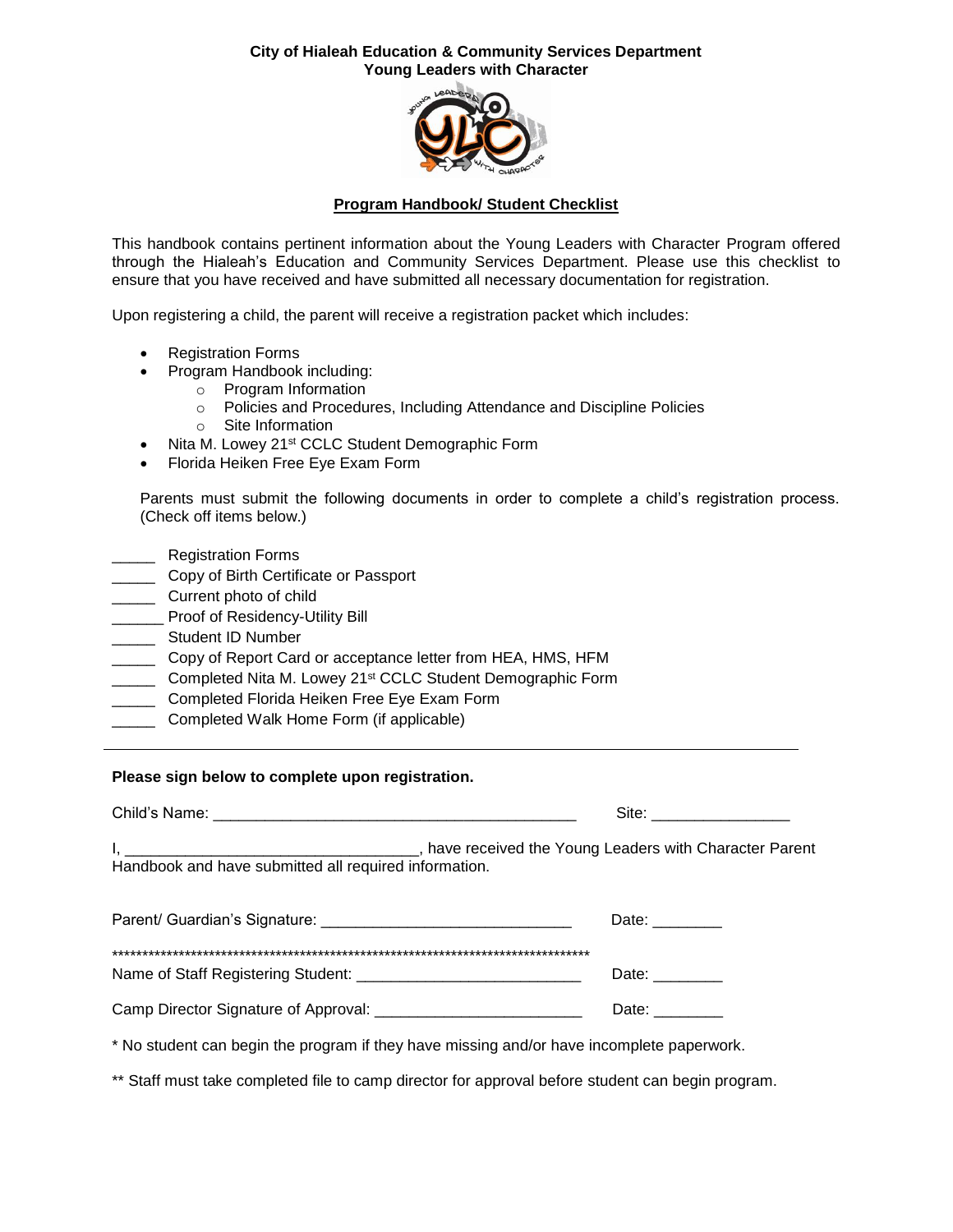**City of Hialeah Education & Community Services Department**
**Young Leaders with Character**

## Program Handbook/ Student Checklist

This handbook contains pertinent information about the Young Leaders with Character Program offered through the Hialeah's Education and Community Services Department. Please use this checklist to ensure that you have received and have submitted all necessary documentation for registration.

Upon registering a child, the parent will receive a registration packet which includes:

- Registration Forms
- Program Handbook including:
  - Program Information
  - Policies and Procedures, Including Attendance and Discipline Policies
  - Site Information
- Nita M. Lowey 21st CCLC Student Demographic Form
- Florida Heiken Free Eye Exam Form

Parents must submit the following documents in order to complete a child's registration process. (Check off items below.)

_____ Registration Forms
_____ Copy of Birth Certificate or Passport
_____ Current photo of child
______ Proof of Residency-Utility Bill
_____ Student ID Number
_____ Copy of Report Card or acceptance letter from HEA, HMS, HFM
_____ Completed Nita M. Lowey 21st CCLC Student Demographic Form
_____ Completed Florida Heiken Free Eye Exam Form
_____ Completed Walk Home Form (if applicable)

---

**Please sign below to complete upon registration.**

Child's Name: ___________________________________________ Site: ________________

I, __________________________________, have received the Young Leaders with Character Parent Handbook and have submitted all required information.

Parent/ Guardian's Signature: _____________________________ Date: ________

*********************************************************************************
Name of Staff Registering Student: __________________________ Date: ________

Camp Director Signature of Approval: ________________________ Date: ________

* No student can begin the program if they have missing and/or have incomplete paperwork.

** Staff must take completed file to camp director for approval before student can begin program.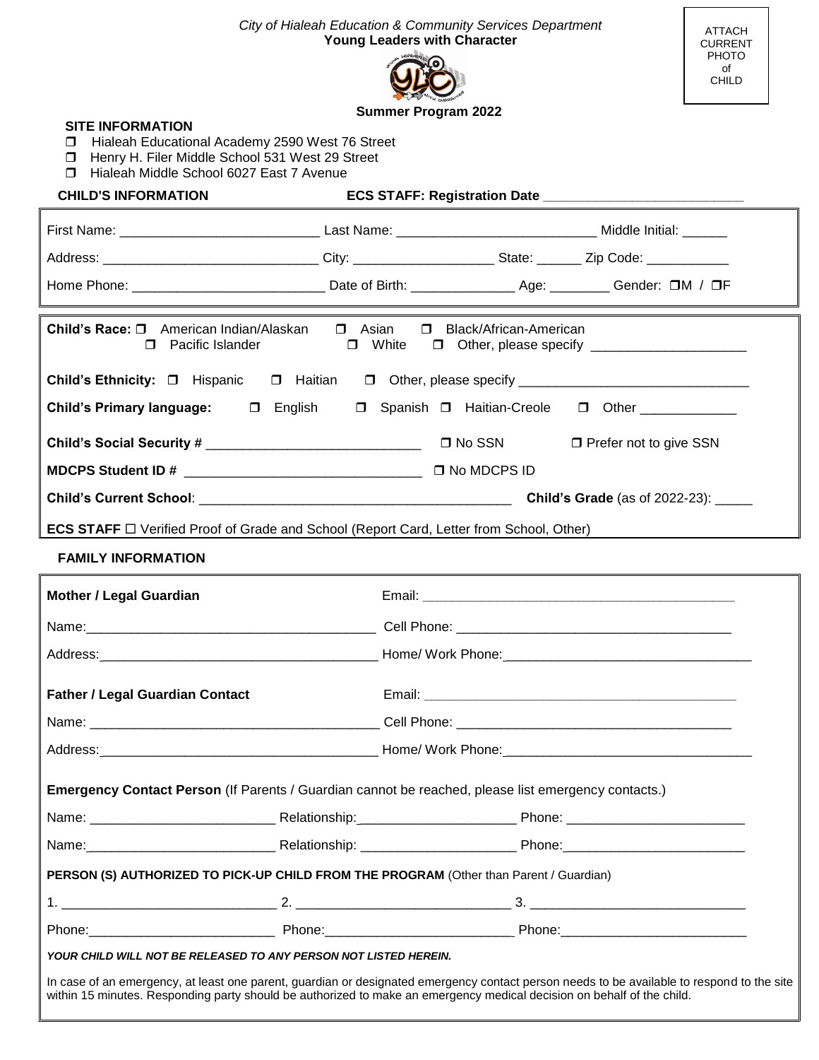City of Hialeah Education & Community Services Department

**Young Leaders with Character**

**Summer Program 2022**

ATTACH CURRENT PHOTO of CHILD

**SITE INFORMATION**

- ❒ Hialeah Educational Academy 2590 West 76 Street
- ❒ Henry H. Filer Middle School 531 West 29 Street
- ❒ Hialeah Middle School 6027 East 7 Avenue

**CHILD'S INFORMATION** **ECS STAFF: Registration Date** ____________________________

First Name: ___________________________ Last Name: ___________________________ Middle Initial: ______

Address: _____________________________ City: ___________________ State: ______ Zip Code: ___________

Home Phone: __________________________ Date of Birth: ______________ Age: ________ Gender: ❒M / ❒F

**Child's Race:** ❒ American Indian/Alaskan ❒ Asian ❒ Black/African-American ❒ Pacific Islander ❒ White ❒ Other, please specify _____________________

**Child's Ethnicity:** ❒ Hispanic ❒ Haitian ❒ Other, please specify _______________________________

**Child's Primary language:** ❒ English ❒ Spanish ❒ Haitian-Creole ❒ Other _____________

**Child's Social Security #** _____________________________ ❒ No SSN ❒ Prefer not to give SSN

**MDCPS Student ID #** ________________________________ ❒ No MDCPS ID

**Child's Current School**: ___________________________________________ **Child's Grade** (as of 2022-23): _____

**ECS STAFF** ☐ Verified Proof of Grade and School (Report Card, Letter from School, Other)

**FAMILY INFORMATION**

**Mother / Legal Guardian** Email: ____________________________________________

Name:________________________________________ Cell Phone: ______________________________________

Address:______________________________________ Home/ Work Phone:_________________________________

**Father / Legal Guardian Contact** Email: ____________________________________________

Name: ________________________________________ Cell Phone: ______________________________________

Address:______________________________________ Home/ Work Phone:_________________________________

**Emergency Contact Person** (If Parents / Guardian cannot be reached, please list emergency contacts.)

Name: _________________________ Relationship:______________________ Phone: ________________________

Name:_________________________ Relationship: ______________________ Phone:________________________

**PERSON (S) AUTHORIZED TO PICK-UP CHILD FROM THE PROGRAM** (Other than Parent / Guardian)

1. _____________________________ 2. _____________________________ 3. _____________________________

Phone:__________________________ Phone:__________________________ Phone:__________________________

***YOUR CHILD WILL NOT BE RELEASED TO ANY PERSON NOT LISTED HEREIN.***

In case of an emergency, at least one parent, guardian or designated emergency contact person needs to be available to respond to the site within 15 minutes. Responding party should be authorized to make an emergency medical decision on behalf of the child.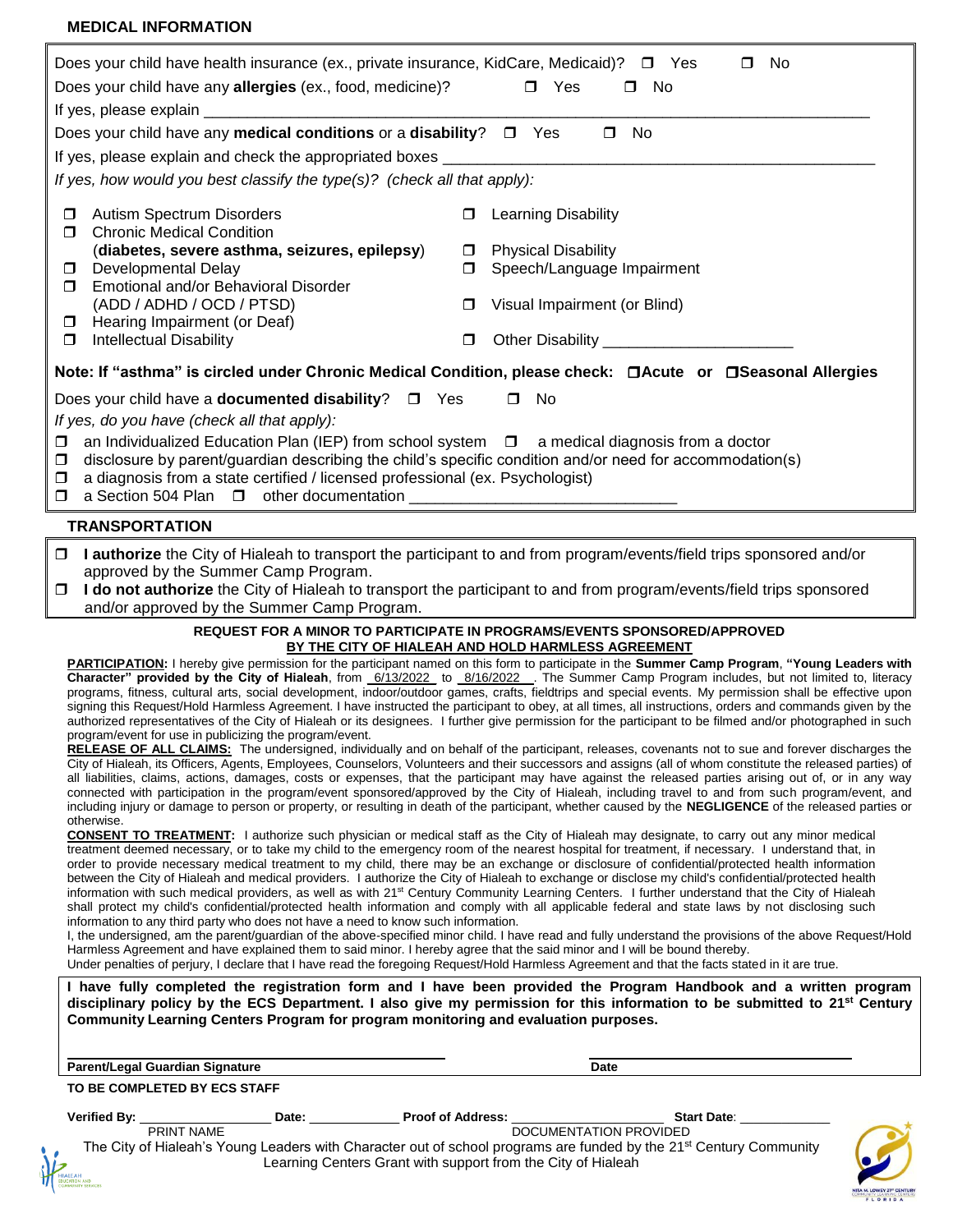## MEDICAL INFORMATION

Does your child have health insurance (ex., private insurance, KidCare, Medicaid)? ☐ Yes ☐ No

Does your child have any **allergies** (ex., food, medicine)? ☐ Yes ☐ No

If yes, please explain ____________________________________________

Does your child have any **medical conditions** or a **disability**? ☐ Yes ☐ No

If yes, please explain and check the appropriated boxes ____________________________________________

*If yes, how would you best classify the type(s)? (check all that apply):*

- ☐ Autism Spectrum Disorders
- ☐ Chronic Medical Condition (**diabetes, severe asthma, seizures, epilepsy**)
- ☐ Developmental Delay
- ☐ Emotional and/or Behavioral Disorder (ADD / ADHD / OCD / PTSD)
- ☐ Hearing Impairment (or Deaf)
- ☐ Intellectual Disability
- ☐ Learning Disability
- ☐ Physical Disability
- ☐ Speech/Language Impairment
- ☐ Visual Impairment (or Blind)
- ☐ Other Disability ______________________

**Note: If "asthma" is circled under Chronic Medical Condition, please check: ☐Acute or ☐Seasonal Allergies**

Does your child have a **documented disability**? ☐ Yes ☐ No

*If yes, do you have (check all that apply):*

- ☐ an Individualized Education Plan (IEP) from school system ☐ a medical diagnosis from a doctor
- ☐ disclosure by parent/guardian describing the child's specific condition and/or need for accommodation(s)
- ☐ a diagnosis from a state certified / licensed professional (ex. Psychologist)
- ☐ a Section 504 Plan ☐ other documentation ______________________________

## TRANSPORTATION

- ☐ **I authorize** the City of Hialeah to transport the participant to and from program/events/field trips sponsored and/or approved by the Summer Camp Program.
- ☐ **I do not authorize** the City of Hialeah to transport the participant to and from program/events/field trips sponsored and/or approved by the Summer Camp Program.

### REQUEST FOR A MINOR TO PARTICIPATE IN PROGRAMS/EVENTS SPONSORED/APPROVED BY THE CITY OF HIALEAH AND HOLD HARMLESS AGREEMENT

**PARTICIPATION:** I hereby give permission for the participant named on this form to participate in the **Summer Camp Program**, **"Young Leaders with Character" provided by the City of Hialeah**, from 6/13/2022 to 8/16/2022 . The Summer Camp Program includes, but not limited to, literacy programs, fitness, cultural arts, social development, indoor/outdoor games, crafts, fieldtrips and special events. My permission shall be effective upon signing this Request/Hold Harmless Agreement. I have instructed the participant to obey, at all times, all instructions, orders and commands given by the authorized representatives of the City of Hialeah or its designees. I further give permission for the participant to be filmed and/or photographed in such program/event for use in publicizing the program/event.

**RELEASE OF ALL CLAIMS:** The undersigned, individually and on behalf of the participant, releases, covenants not to sue and forever discharges the City of Hialeah, its Officers, Agents, Employees, Counselors, Volunteers and their successors and assigns (all of whom constitute the released parties) of all liabilities, claims, actions, damages, costs or expenses, that the participant may have against the released parties arising out of, or in any way connected with participation in the program/event sponsored/approved by the City of Hialeah, including travel to and from such program/event, and including injury or damage to person or property, or resulting in death of the participant, whether caused by the **NEGLIGENCE** of the released parties or otherwise.

**CONSENT TO TREATMENT:** I authorize such physician or medical staff as the City of Hialeah may designate, to carry out any minor medical treatment deemed necessary, or to take my child to the emergency room of the nearest hospital for treatment, if necessary. I understand that, in order to provide necessary medical treatment to my child, there may be an exchange or disclosure of confidential/protected health information between the City of Hialeah and medical providers. I authorize the City of Hialeah to exchange or disclose my child's confidential/protected health information with such medical providers, as well as with 21st Century Community Learning Centers. I further understand that the City of Hialeah shall protect my child's confidential/protected health information and comply with all applicable federal and state laws by not disclosing such information to any third party who does not have a need to know such information.

I, the undersigned, am the parent/guardian of the above-specified minor child. I have read and fully understand the provisions of the above Request/Hold Harmless Agreement and have explained them to said minor. I hereby agree that the said minor and I will be bound thereby.

Under penalties of perjury, I declare that I have read the foregoing Request/Hold Harmless Agreement and that the facts stated in it are true.

**I have fully completed the registration form and I have been provided the Program Handbook and a written program disciplinary policy by the ECS Department. I also give my permission for this information to be submitted to 21st Century Community Learning Centers Program for program monitoring and evaluation purposes.**

______________________________ ______________________________

**Parent/Legal Guardian Signature** **Date**

**TO BE COMPLETED BY ECS STAFF**

**Verified By:** ________________ **Date:** ____________ **Proof of Address:** ____________________ **Start Date**: ____________

PRINT NAME DOCUMENTATION PROVIDED

The City of Hialeah's Young Leaders with Character out of school programs are funded by the 21st Century Community Learning Centers Grant with support from the City of Hialeah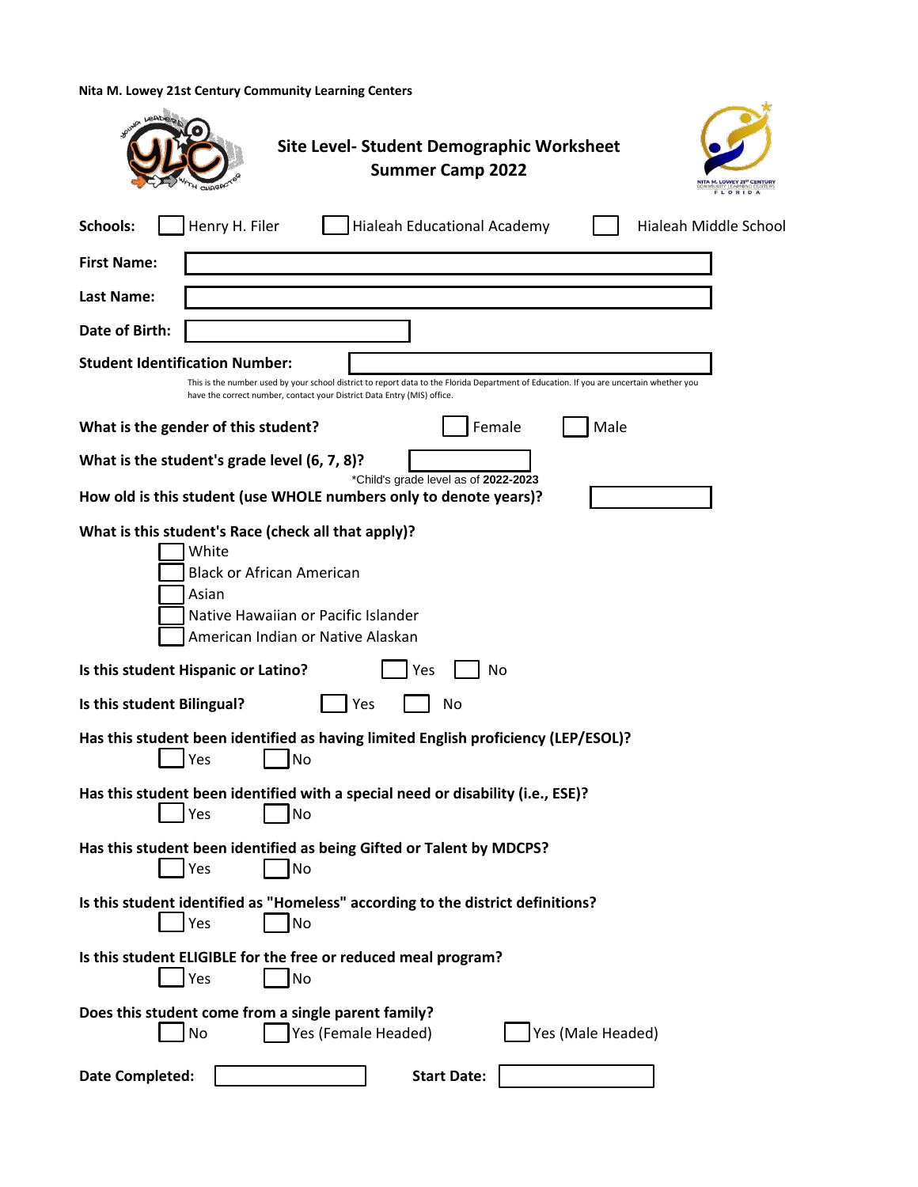**Nita M. Lowey 21st Century Community Learning Centers**

## Site Level- Student Demographic Worksheet
## Summer Camp 2022

**Schools:** ☐ Henry H. Filer ☐ Hialeah Educational Academy ☐ Hialeah Middle School

**First Name:** ____________________

**Last Name:** ____________________

**Date of Birth:** ____________________

**Student Identification Number:** ____________________

This is the number used by your school district to report data to the Florida Department of Education. If you are uncertain whether you have the correct number, contact your District Data Entry (MIS) office.

**What is the gender of this student?** ☐ Female ☐ Male

**What is the student's grade level (6, 7, 8)?** ____________________

*Child's grade level as of **2022-2023**

**How old is this student (use WHOLE numbers only to denote years)?** ____________________

**What is this student's Race (check all that apply)?**

- ☐ White
- ☐ Black or African American
- ☐ Asian
- ☐ Native Hawaiian or Pacific Islander
- ☐ American Indian or Native Alaskan

**Is this student Hispanic or Latino?** ☐ Yes ☐ No

**Is this student Bilingual?** ☐ Yes ☐ No

**Has this student been identified as having limited English proficiency (LEP/ESOL)?**
☐ Yes ☐ No

**Has this student been identified with a special need or disability (i.e., ESE)?**
☐ Yes ☐ No

**Has this student been identified as being Gifted or Talent by MDCPS?**
☐ Yes ☐ No

**Is this student identified as "Homeless" according to the district definitions?**
☐ Yes ☐ No

**Is this student ELIGIBLE for the free or reduced meal program?**
☐ Yes ☐ No

**Does this student come from a single parent family?**
☐ No ☐ Yes (Female Headed) ☐ Yes (Male Headed)

**Date Completed:** ____________________ **Start Date:** ____________________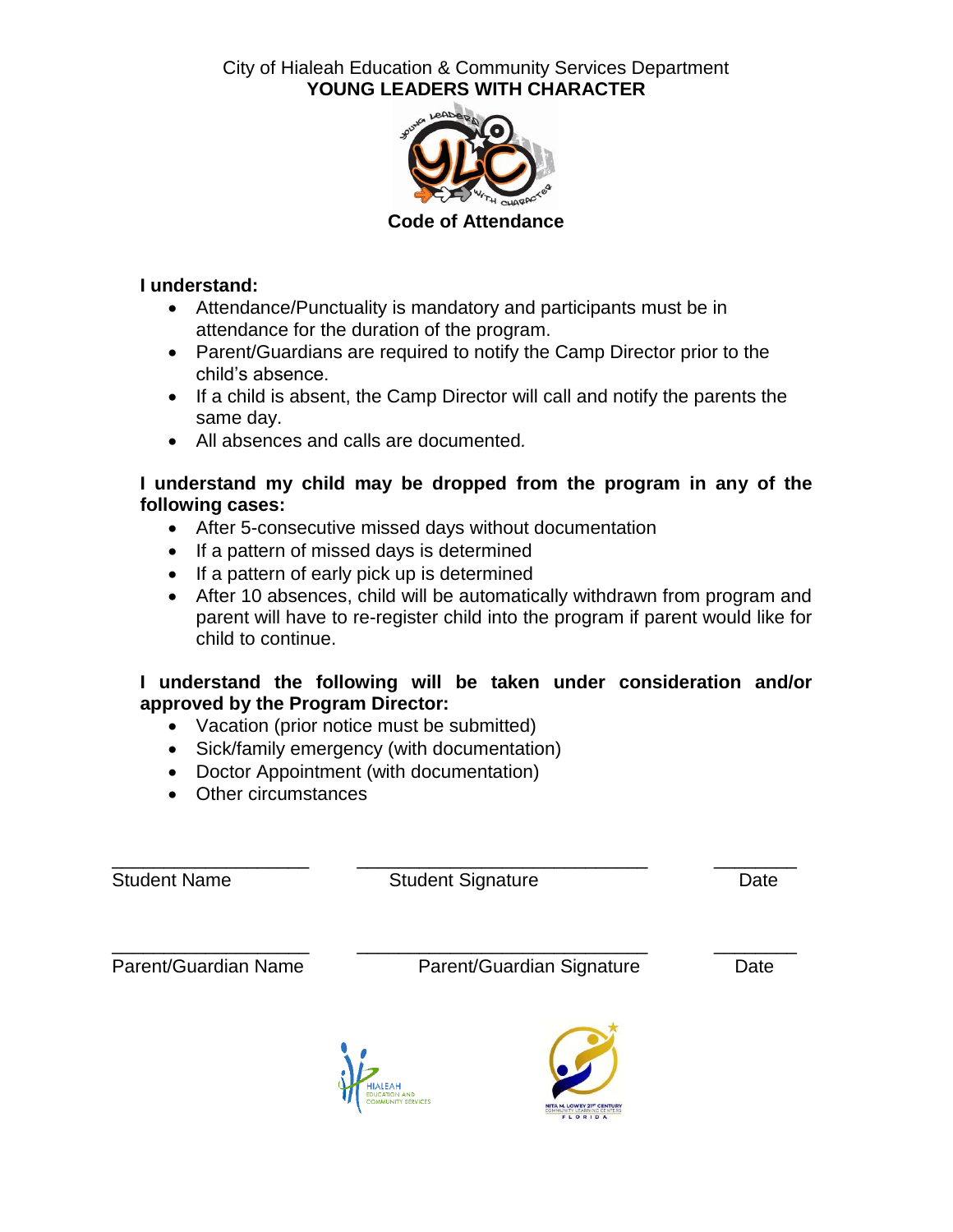City of Hialeah Education & Community Services Department

**YOUNG LEADERS WITH CHARACTER**

**Code of Attendance**

**I understand:**

- Attendance/Punctuality is mandatory and participants must be in attendance for the duration of the program.
- Parent/Guardians are required to notify the Camp Director prior to the child's absence.
- If a child is absent, the Camp Director will call and notify the parents the same day.
- All absences and calls are documented.

**I understand my child may be dropped from the program in any of the following cases:**

- After 5-consecutive missed days without documentation
- If a pattern of missed days is determined
- If a pattern of early pick up is determined
- After 10 absences, child will be automatically withdrawn from program and parent will have to re-register child into the program if parent would like for child to continue.

**I understand the following will be taken under consideration and/or approved by the Program Director:**

- Vacation (prior notice must be submitted)
- Sick/family emergency (with documentation)
- Doctor Appointment (with documentation)
- Other circumstances

___________________ ____________________________ ________

Student Name Student Signature Date

___________________ ____________________________ ________

Parent/Guardian Name Parent/Guardian Signature Date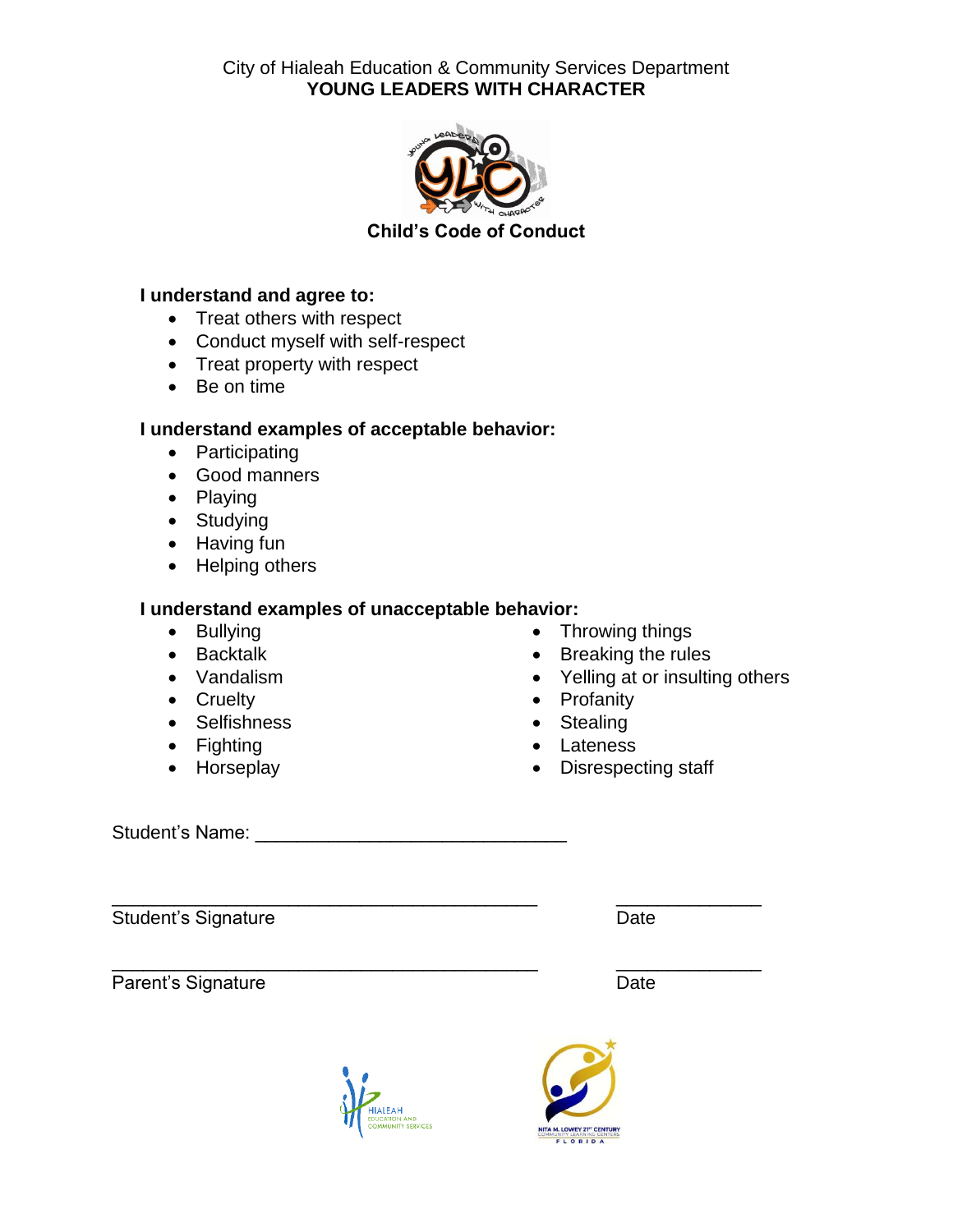City of Hialeah Education & Community Services Department

**YOUNG LEADERS WITH CHARACTER**

## Child's Code of Conduct

**I understand and agree to:**

- Treat others with respect
- Conduct myself with self-respect
- Treat property with respect
- Be on time

**I understand examples of acceptable behavior:**

- Participating
- Good manners
- Playing
- Studying
- Having fun
- Helping others

**I understand examples of unacceptable behavior:**

- Bullying
- Backtalk
- Vandalism
- Cruelty
- Selfishness
- Fighting
- Horseplay
- Throwing things
- Breaking the rules
- Yelling at or insulting others
- Profanity
- Stealing
- Lateness
- Disrespecting staff

Student's Name: ______________________________

__________________________________________ ______________

Student's Signature Date

__________________________________________ ______________

Parent's Signature Date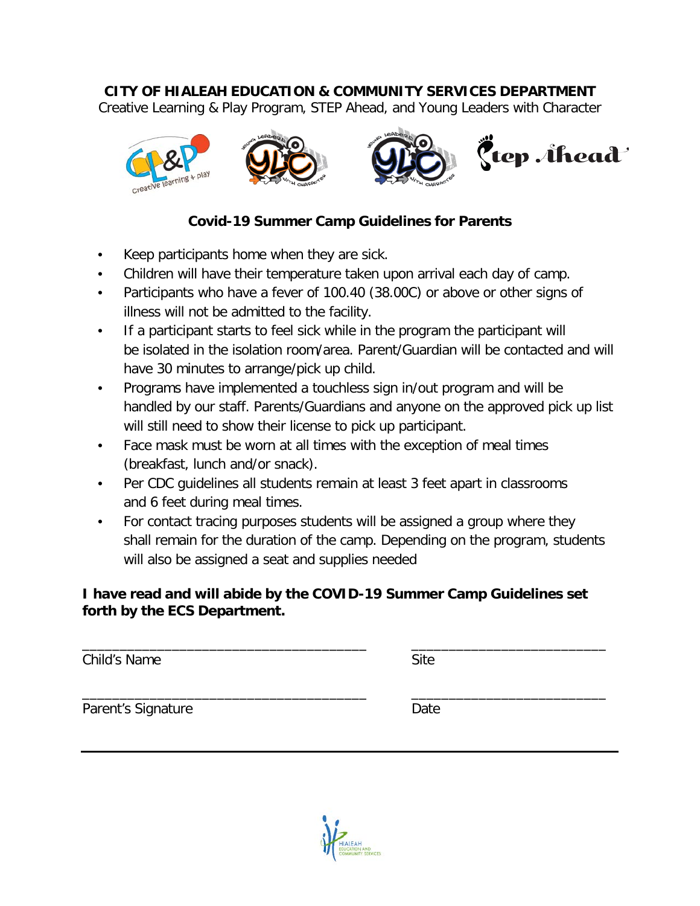**CITY OF HIALEAH EDUCATION & COMMUNITY SERVICES DEPARTMENT**

Creative Learning & Play Program, STEP Ahead, and Young Leaders with Character

**Covid-19 Summer Camp Guidelines for Parents**

- Keep participants home when they are sick.
- Children will have their temperature taken upon arrival each day of camp.
- Participants who have a fever of 100.40 (38.00C) or above or other signs of illness will not be admitted to the facility.
- If a participant starts to feel sick while in the program the participant will be isolated in the isolation room/area. Parent/Guardian will be contacted and will have 30 minutes to arrange/pick up child.
- Programs have implemented a touchless sign in/out program and will be handled by our staff. Parents/Guardians and anyone on the approved pick up list will still need to show their license to pick up participant.
- Face mask must be worn at all times with the exception of meal times (breakfast, lunch and/or snack).
- Per CDC guidelines all students remain at least 3 feet apart in classrooms and 6 feet during meal times.
- For contact tracing purposes students will be assigned a group where they shall remain for the duration of the camp. Depending on the program, students will also be assigned a seat and supplies needed

**I have read and will abide by the COVID-19 Summer Camp Guidelines set forth by the ECS Department.**

_____________________________________ _________________________

Child's Name Site

_____________________________________ _________________________

Parent's Signature Date